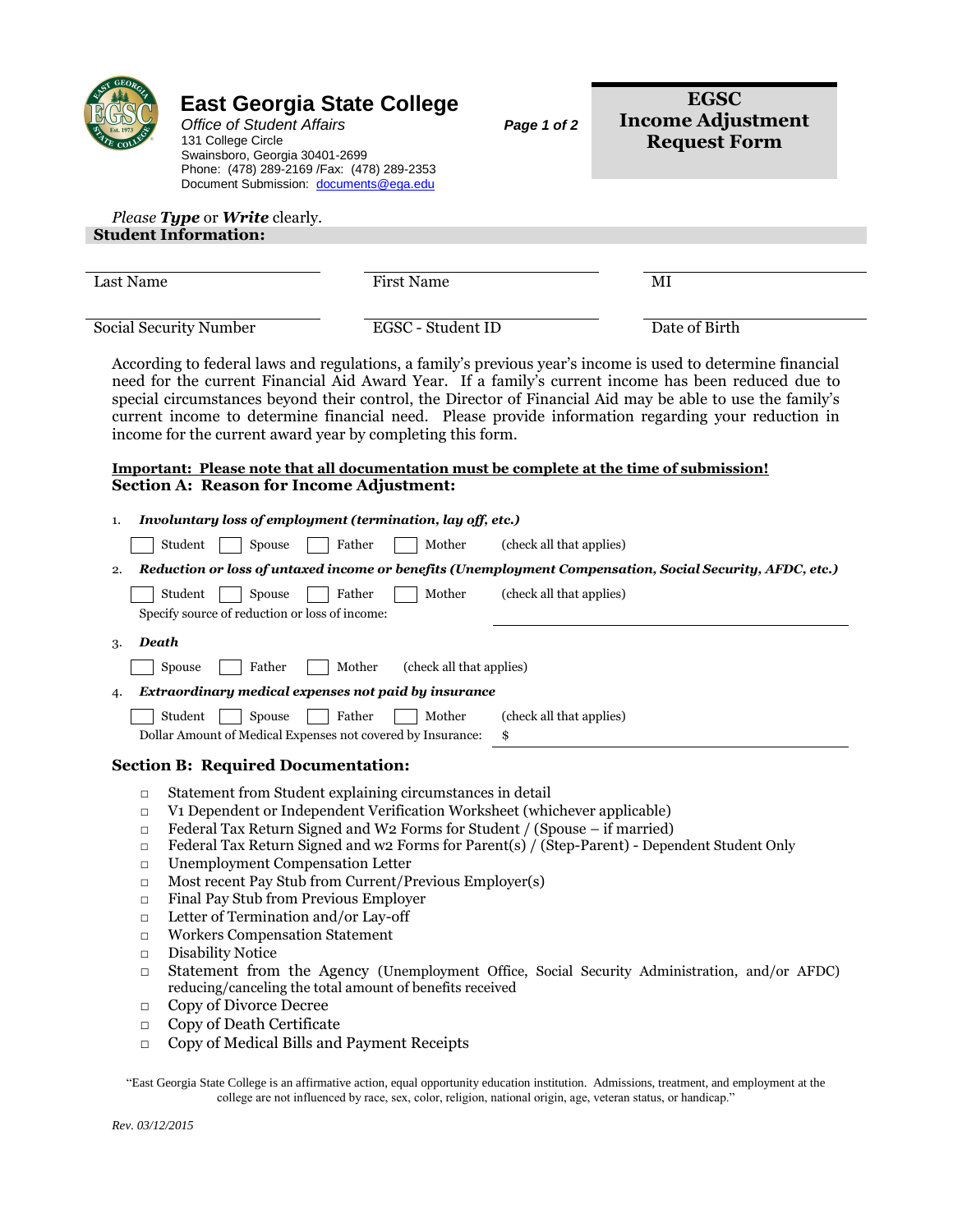# East Georgia State College

*Office of Student Affairs*
131 College Circle
Swainsboro, Georgia 30401-2699
Phone: (478) 289-2169 /Fax: (478) 289-2353
Document Submission: documents@ega.edu

## EGSC Income Adjustment Request Form

*Please* ***Type*** *or* ***Write*** *clearly.*

**Student Information:**

| Last Name | First Name | MI |
|---|---|---|
| Social Security Number | EGSC - Student ID | Date of Birth |

According to federal laws and regulations, a family's previous year's income is used to determine financial need for the current Financial Aid Award Year. If a family's current income has been reduced due to special circumstances beyond their control, the Director of Financial Aid may be able to use the family's current income to determine financial need. Please provide information regarding your reduction in income for the current award year by completing this form.

**Important: Please note that all documentation must be complete at the time of submission!**

**Section A: Reason for Income Adjustment:**

1. ***Involuntary loss of employment (termination, lay off, etc.)***

   ☐ Student ☐ Spouse ☐ Father ☐ Mother (check all that applies)

2. ***Reduction or loss of untaxed income or benefits (Unemployment Compensation, Social Security, AFDC, etc.)***

   ☐ Student ☐ Spouse ☐ Father ☐ Mother (check all that applies)

   Specify source of reduction or loss of income: ______________________

3. ***Death***

   ☐ Spouse ☐ Father ☐ Mother (check all that applies)

4. ***Extraordinary medical expenses not paid by insurance***

   ☐ Student ☐ Spouse ☐ Father ☐ Mother (check all that applies)

   Dollar Amount of Medical Expenses not covered by Insurance: $ ______________________

**Section B: Required Documentation:**

- ☐ Statement from Student explaining circumstances in detail
- ☐ V1 Dependent or Independent Verification Worksheet (whichever applicable)
- ☐ Federal Tax Return Signed and W2 Forms for Student / (Spouse – if married)
- ☐ Federal Tax Return Signed and w2 Forms for Parent(s) / (Step-Parent) - Dependent Student Only
- ☐ Unemployment Compensation Letter
- ☐ Most recent Pay Stub from Current/Previous Employer(s)
- ☐ Final Pay Stub from Previous Employer
- ☐ Letter of Termination and/or Lay-off
- ☐ Workers Compensation Statement
- ☐ Disability Notice
- ☐ Statement from the Agency (Unemployment Office, Social Security Administration, and/or AFDC) reducing/canceling the total amount of benefits received
- ☐ Copy of Divorce Decree
- ☐ Copy of Death Certificate
- ☐ Copy of Medical Bills and Payment Receipts

"East Georgia State College is an affirmative action, equal opportunity education institution. Admissions, treatment, and employment at the college are not influenced by race, sex, color, religion, national origin, age, veteran status, or handicap."

*Rev. 03/12/2015*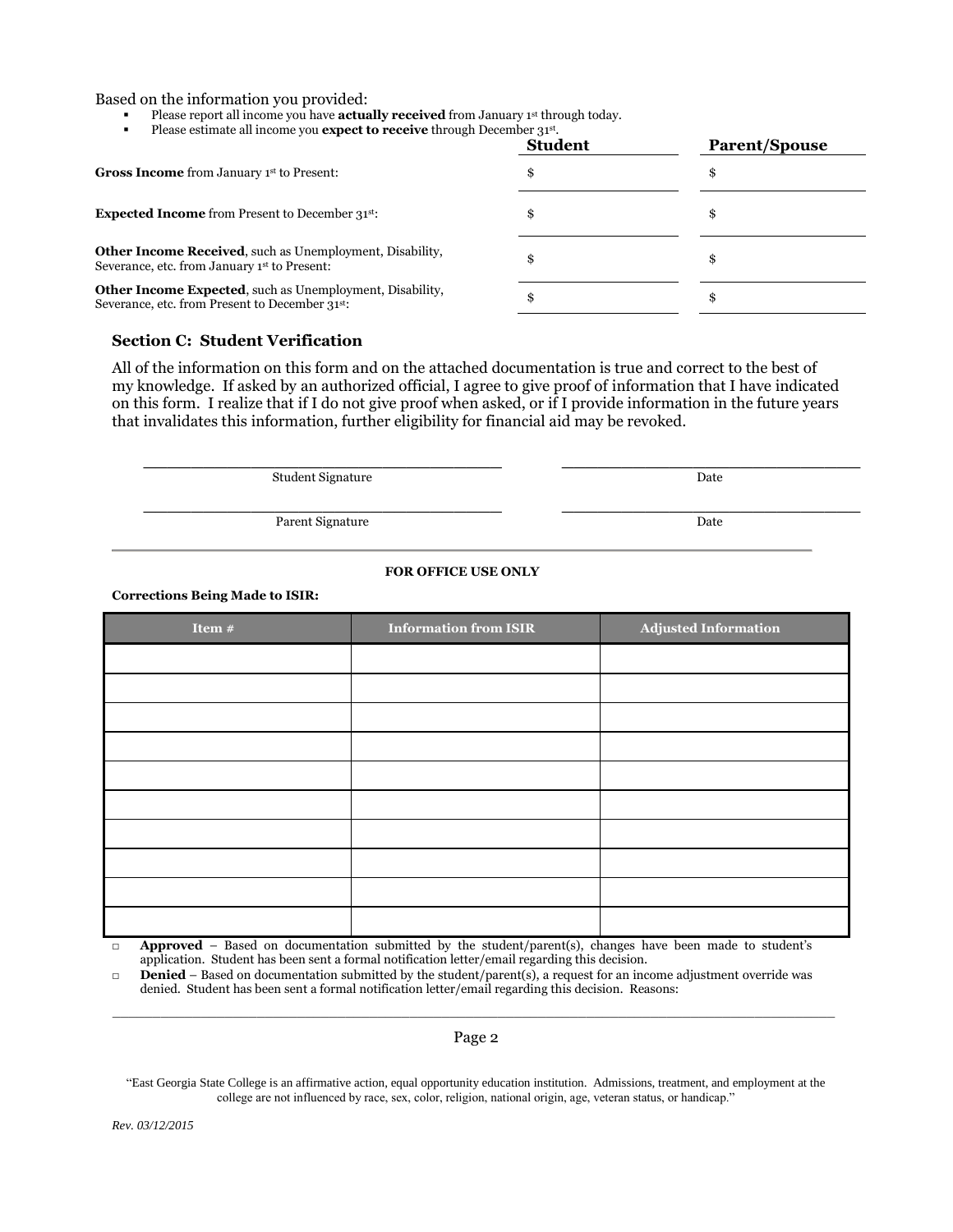Based on the information you provided:

- Please report all income you have **actually received** from January 1st through today.
- Please estimate all income you **expect to receive** through December 31st.

| | Student | Parent/Spouse |
|---|---|---|
| **Gross Income** from January 1st to Present: | $ | $ |
| **Expected Income** from Present to December 31st: | $ | $ |
| **Other Income Received**, such as Unemployment, Disability, Severance, etc. from January 1st to Present: | $ | $ |
| **Other Income Expected**, such as Unemployment, Disability, Severance, etc. from Present to December 31st: | $ | $ |

### Section C: Student Verification

All of the information on this form and on the attached documentation is true and correct to the best of my knowledge. If asked by an authorized official, I agree to give proof of information that I have indicated on this form. I realize that if I do not give proof when asked, or if I provide information in the future years that invalidates this information, further eligibility for financial aid may be revoked.

\_\_\_\_\_\_\_\_\_\_\_\_\_\_\_\_\_\_\_\_\_\_\_\_\_\_\_\_\_\_\_\_\_\_\_\_\_\_\_\_ \_\_\_\_\_\_\_\_\_\_\_\_\_\_\_\_\_\_\_\_\_\_\_\_\_\_\_\_\_\_\_\_\_\_

Student Signature Date

\_\_\_\_\_\_\_\_\_\_\_\_\_\_\_\_\_\_\_\_\_\_\_\_\_\_\_\_\_\_\_\_\_\_\_\_\_\_\_\_ \_\_\_\_\_\_\_\_\_\_\_\_\_\_\_\_\_\_\_\_\_\_\_\_\_\_\_\_\_\_\_\_\_\_

Parent Signature Date

---

**FOR OFFICE USE ONLY**

**Corrections Being Made to ISIR:**

| Item # | Information from ISIR | Adjusted Information |
|---|---|---|
| | | |
| | | |
| | | |
| | | |
| | | |
| | | |
| | | |
| | | |
| | | |
| | | |

□ **Approved** – Based on documentation submitted by the student/parent(s), changes have been made to student's application. Student has been sent a formal notification letter/email regarding this decision.

□ **Denied** – Based on documentation submitted by the student/parent(s), a request for an income adjustment override was denied. Student has been sent a formal notification letter/email regarding this decision. Reasons:

\_\_\_\_\_\_\_\_\_\_\_\_\_\_\_\_\_\_\_\_\_\_\_\_\_\_\_\_\_\_\_\_\_\_\_\_\_\_\_\_\_\_\_\_\_\_\_\_\_\_\_\_\_\_\_\_\_\_\_\_\_\_\_\_\_\_\_\_\_\_\_\_\_\_\_\_

"East Georgia State College is an affirmative action, equal opportunity education institution. Admissions, treatment, and employment at the college are not influenced by race, sex, color, religion, national origin, age, veteran status, or handicap."

*Rev. 03/12/2015*